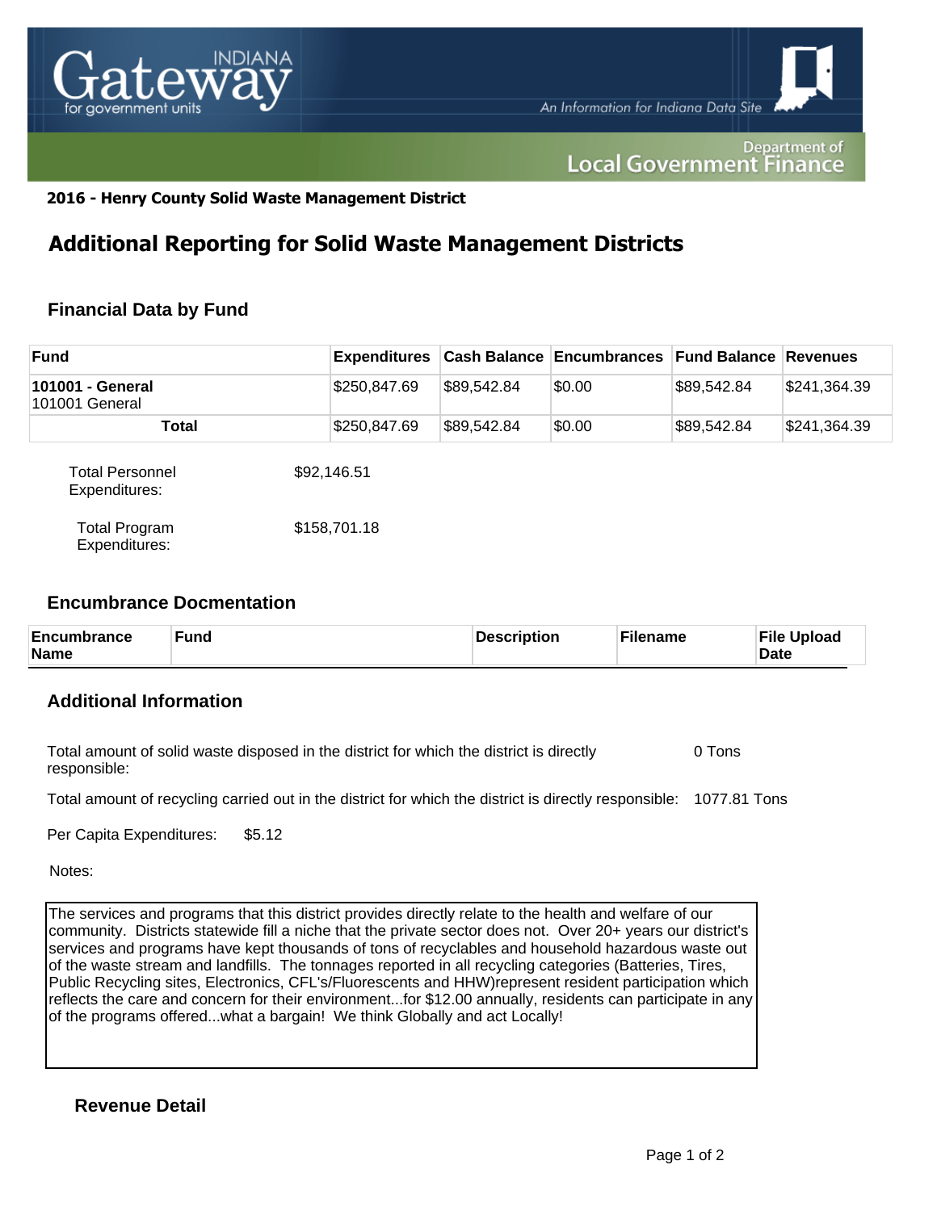**2016 - Henry County Solid Waste Management District**

# Additional Reporting for Solid Waste Management Districts

## Financial Data by Fund

| Fund | Expenditures | Cash Balance | Encumbrances | Fund Balance | Revenues |
|---|---|---|---|---|---|
| **101001 - General** 101001 General | $250,847.69 | $89,542.84 | $0.00 | $89,542.84 | $241,364.39 |
| **Total** | $250,847.69 | $89,542.84 | $0.00 | $89,542.84 | $241,364.39 |

Total Personnel Expenditures: $92,146.51

Total Program Expenditures: $158,701.18

## Encumbrance Docmentation

| Encumbrance Name | Fund | Description | Filename | File Upload Date |
|---|---|---|---|---|

## Additional Information

Total amount of solid waste disposed in the district for which the district is directly responsible: 0 Tons

Total amount of recycling carried out in the district for which the district is directly responsible: 1077.81 Tons

Per Capita Expenditures: $5.12

Notes:

The services and programs that this district provides directly relate to the health and welfare of our community. Districts statewide fill a niche that the private sector does not. Over 20+ years our district's services and programs have kept thousands of tons of recyclables and household hazardous waste out of the waste stream and landfills. The tonnages reported in all recycling categories (Batteries, Tires, Public Recycling sites, Electronics, CFL's/Fluorescents and HHW)represent resident participation which reflects the care and concern for their environment...for $12.00 annually, residents can participate in any of the programs offered...what a bargain! We think Globally and act Locally!

## Revenue Detail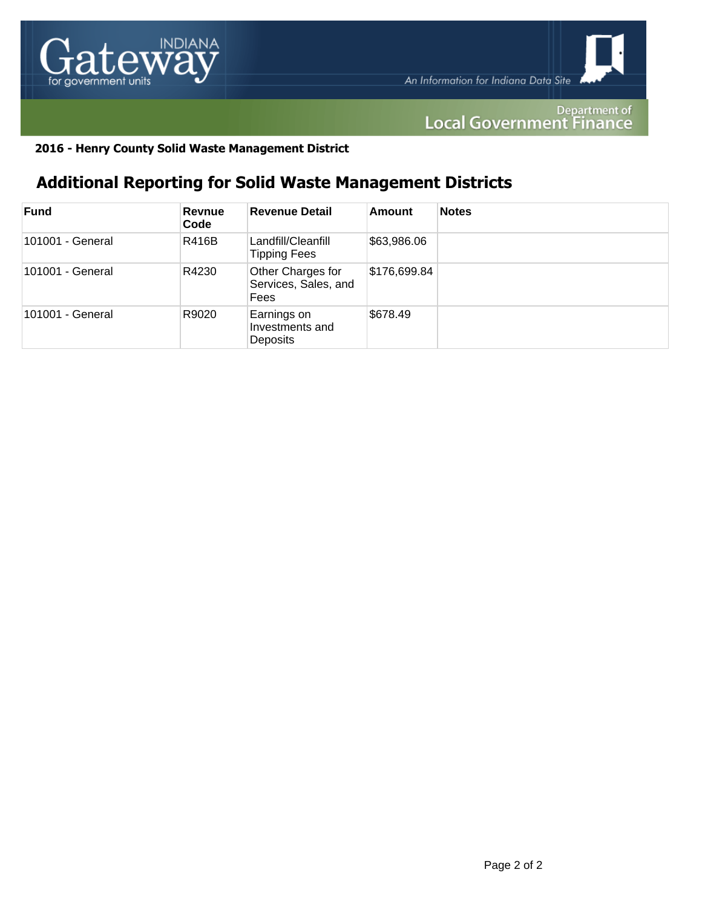**2016 - Henry County Solid Waste Management District**

## Additional Reporting for Solid Waste Management Districts

| Fund | Revnue Code | Revenue Detail | Amount | Notes |
|---|---|---|---|---|
| 101001 - General | R416B | Landfill/Cleanfill Tipping Fees | $63,986.06 | |
| 101001 - General | R4230 | Other Charges for Services, Sales, and Fees | $176,699.84 | |
| 101001 - General | R9020 | Earnings on Investments and Deposits | $678.49 | |